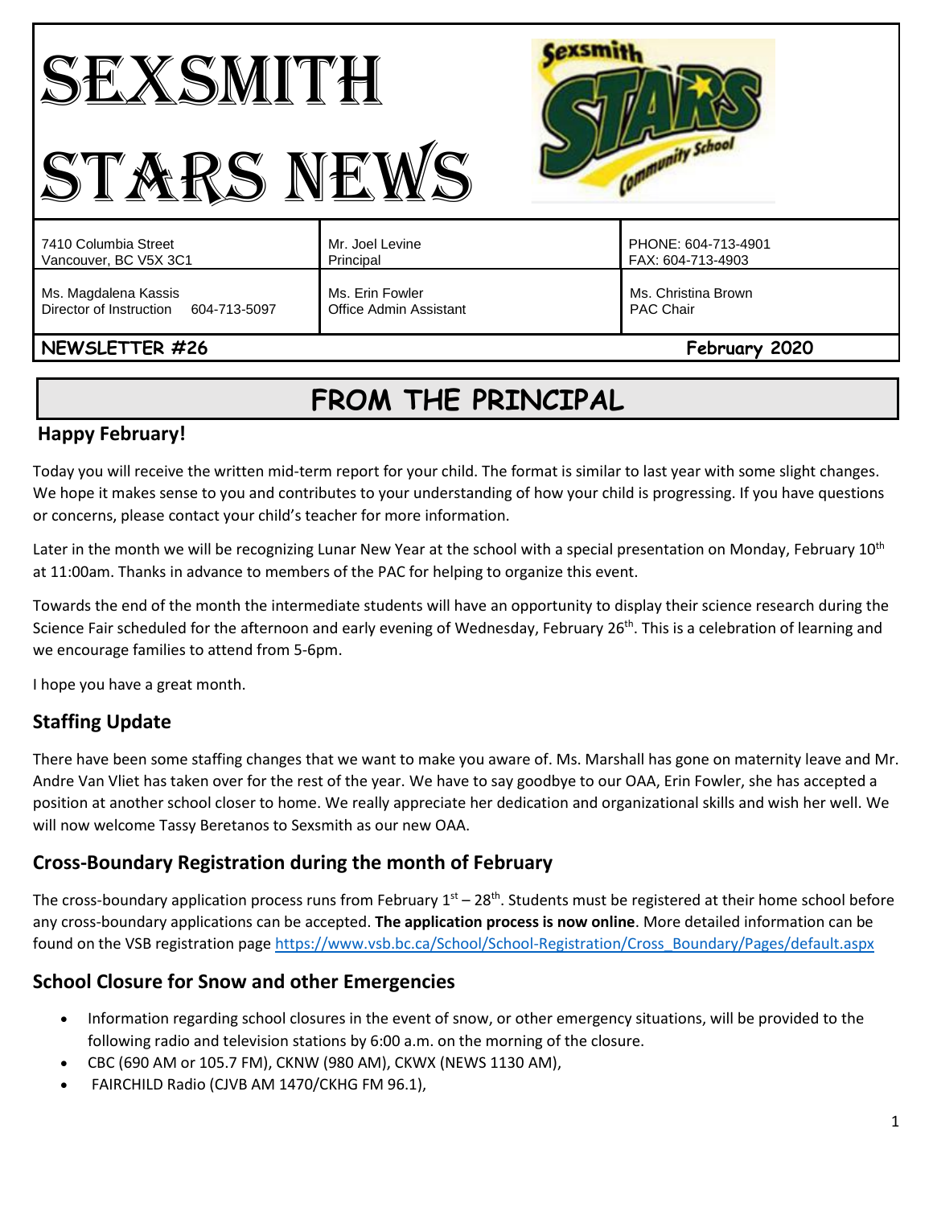# SEXSMITH STARS NEWS

| | | |
|---|---|---|
| 7410 Columbia Street<br>Vancouver, BC V5X 3C1 | Mr. Joel Levine<br>Principal | PHONE: 604-713-4901<br>FAX: 604-713-4903 |
| Ms. Magdalena Kassis<br>Director of Instruction 604-713-5097 | Ms. Erin Fowler<br>Office Admin Assistant | Ms. Christina Brown<br>PAC Chair |

**NEWSLETTER #26** **February 2020**

## FROM THE PRINCIPAL

### Happy February!

Today you will receive the written mid-term report for your child. The format is similar to last year with some slight changes. We hope it makes sense to you and contributes to your understanding of how your child is progressing. If you have questions or concerns, please contact your child's teacher for more information.

Later in the month we will be recognizing Lunar New Year at the school with a special presentation on Monday, February 10th at 11:00am. Thanks in advance to members of the PAC for helping to organize this event.

Towards the end of the month the intermediate students will have an opportunity to display their science research during the Science Fair scheduled for the afternoon and early evening of Wednesday, February 26th. This is a celebration of learning and we encourage families to attend from 5-6pm.

I hope you have a great month.

### Staffing Update

There have been some staffing changes that we want to make you aware of. Ms. Marshall has gone on maternity leave and Mr. Andre Van Vliet has taken over for the rest of the year. We have to say goodbye to our OAA, Erin Fowler, she has accepted a position at another school closer to home. We really appreciate her dedication and organizational skills and wish her well. We will now welcome Tassy Beretanos to Sexsmith as our new OAA.

### Cross-Boundary Registration during the month of February

The cross-boundary application process runs from February 1st – 28th. Students must be registered at their home school before any cross-boundary applications can be accepted. **The application process is now online**. More detailed information can be found on the VSB registration page https://www.vsb.bc.ca/School/School-Registration/Cross_Boundary/Pages/default.aspx

### School Closure for Snow and other Emergencies

- Information regarding school closures in the event of snow, or other emergency situations, will be provided to the following radio and television stations by 6:00 a.m. on the morning of the closure.
- CBC (690 AM or 105.7 FM), CKNW (980 AM), CKWX (NEWS 1130 AM),
- FAIRCHILD Radio (CJVB AM 1470/CKHG FM 96.1),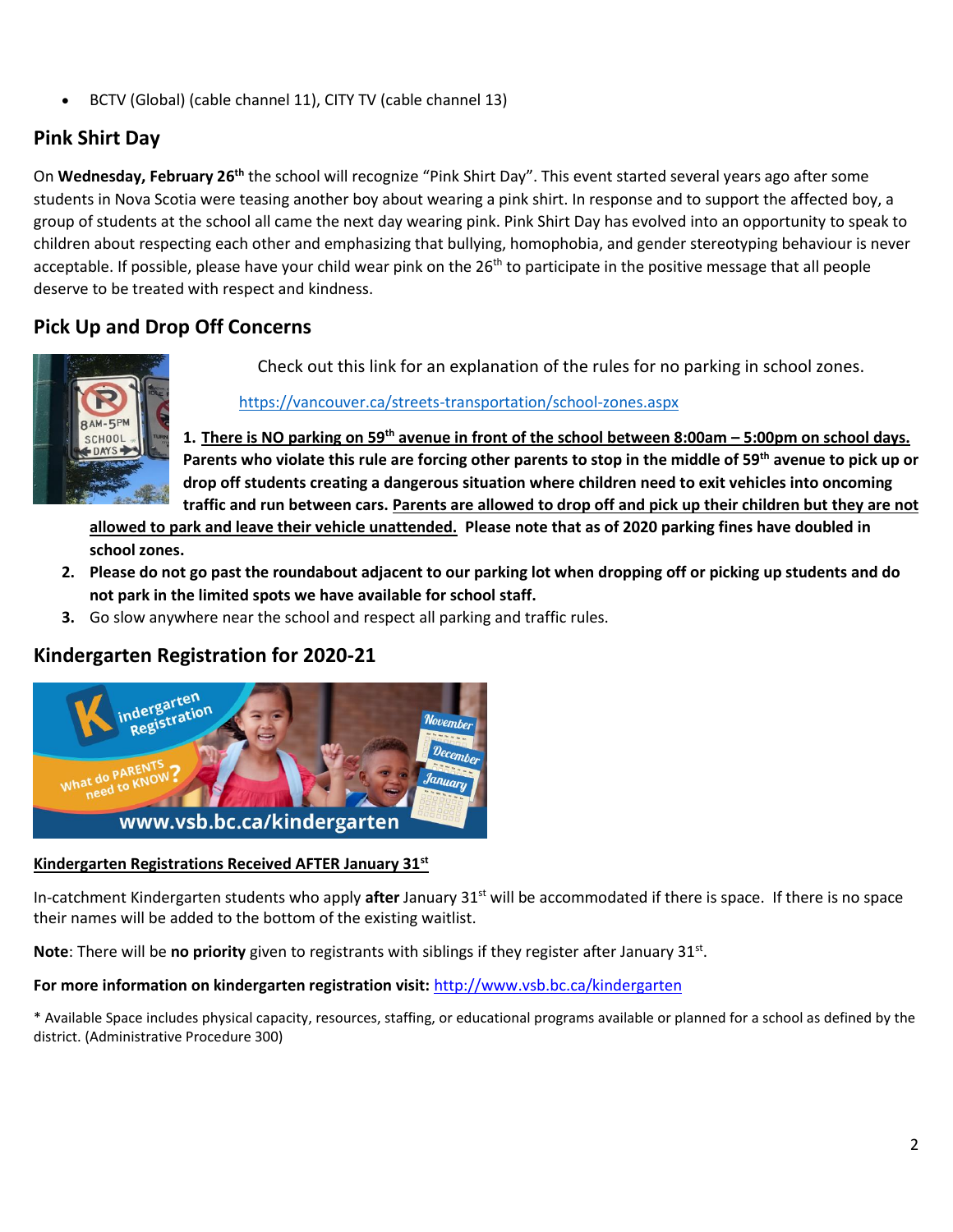- BCTV (Global) (cable channel 11), CITY TV (cable channel 13)

## Pink Shirt Day

On **Wednesday, February 26th** the school will recognize "Pink Shirt Day". This event started several years ago after some students in Nova Scotia were teasing another boy about wearing a pink shirt. In response and to support the affected boy, a group of students at the school all came the next day wearing pink. Pink Shirt Day has evolved into an opportunity to speak to children about respecting each other and emphasizing that bullying, homophobia, and gender stereotyping behaviour is never acceptable. If possible, please have your child wear pink on the 26th to participate in the positive message that all people deserve to be treated with respect and kindness.

## Pick Up and Drop Off Concerns

Check out this link for an explanation of the rules for no parking in school zones.

https://vancouver.ca/streets-transportation/school-zones.aspx

1. **<u>There is NO parking on 59th avenue in front of the school between 8:00am – 5:00pm on school days.</u> Parents who violate this rule are forcing other parents to stop in the middle of 59th avenue to pick up or drop off students creating a dangerous situation where children need to exit vehicles into oncoming traffic and run between cars. <u>Parents are allowed to drop off and pick up their children but they are not allowed to park and leave their vehicle unattended.</u> Please note that as of 2020 parking fines have doubled in school zones.**
2. **Please do not go past the roundabout adjacent to our parking lot when dropping off or picking up students and do not park in the limited spots we have available for school staff.**
3. Go slow anywhere near the school and respect all parking and traffic rules.

## Kindergarten Registration for 2020-21

**<u>Kindergarten Registrations Received AFTER January 31st</u>**

In-catchment Kindergarten students who apply **after** January 31st will be accommodated if there is space. If there is no space their names will be added to the bottom of the existing waitlist.

**Note**: There will be **no priority** given to registrants with siblings if they register after January 31st.

**For more information on kindergarten registration visit:** http://www.vsb.bc.ca/kindergarten

* Available Space includes physical capacity, resources, staffing, or educational programs available or planned for a school as defined by the district. (Administrative Procedure 300)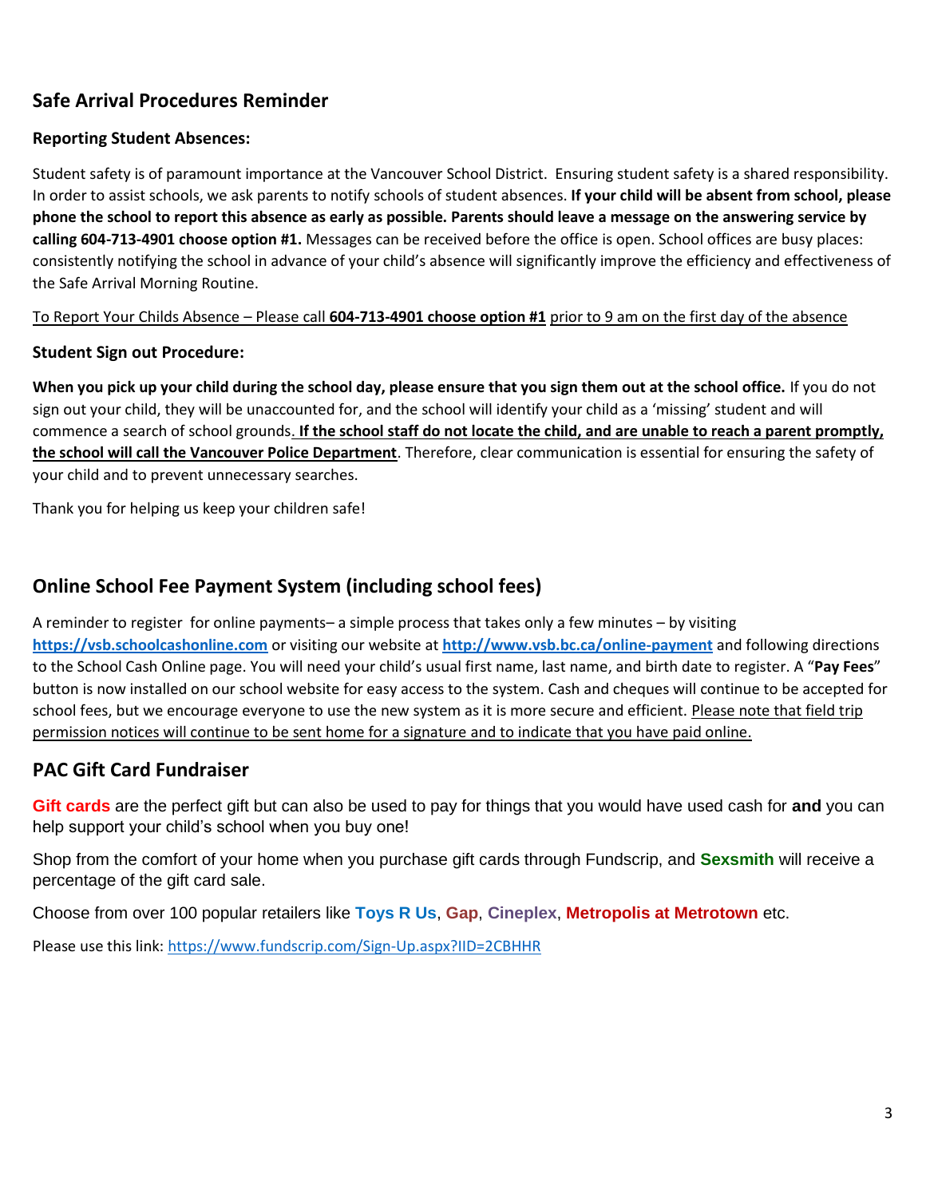## Safe Arrival Procedures Reminder

### Reporting Student Absences:

Student safety is of paramount importance at the Vancouver School District. Ensuring student safety is a shared responsibility. In order to assist schools, we ask parents to notify schools of student absences. **If your child will be absent from school, please phone the school to report this absence as early as possible. Parents should leave a message on the answering service by calling 604-713-4901 choose option #1.** Messages can be received before the office is open. School offices are busy places: consistently notifying the school in advance of your child's absence will significantly improve the efficiency and effectiveness of the Safe Arrival Morning Routine.

To Report Your Childs Absence – Please call **604-713-4901 choose option #1** prior to 9 am on the first day of the absence

### Student Sign out Procedure:

**When you pick up your child during the school day, please ensure that you sign them out at the school office.** If you do not sign out your child, they will be unaccounted for, and the school will identify your child as a 'missing' student and will commence a search of school grounds. **If the school staff do not locate the child, and are unable to reach a parent promptly, the school will call the Vancouver Police Department**. Therefore, clear communication is essential for ensuring the safety of your child and to prevent unnecessary searches.

Thank you for helping us keep your children safe!

## Online School Fee Payment System (including school fees)

A reminder to register for online payments– a simple process that takes only a few minutes – by visiting **https://vsb.schoolcashonline.com** or visiting our website at **http://www.vsb.bc.ca/online-payment** and following directions to the School Cash Online page. You will need your child's usual first name, last name, and birth date to register. A "**Pay Fees**" button is now installed on our school website for easy access to the system. Cash and cheques will continue to be accepted for school fees, but we encourage everyone to use the new system as it is more secure and efficient. Please note that field trip permission notices will continue to be sent home for a signature and to indicate that you have paid online.

## PAC Gift Card Fundraiser

**Gift cards** are the perfect gift but can also be used to pay for things that you would have used cash for **and** you can help support your child's school when you buy one!

Shop from the comfort of your home when you purchase gift cards through Fundscrip, and **Sexsmith** will receive a percentage of the gift card sale.

Choose from over 100 popular retailers like **Toys R Us**, **Gap**, **Cineplex**, **Metropolis at Metrotown** etc.

Please use this link: https://www.fundscrip.com/Sign-Up.aspx?IID=2CBHHR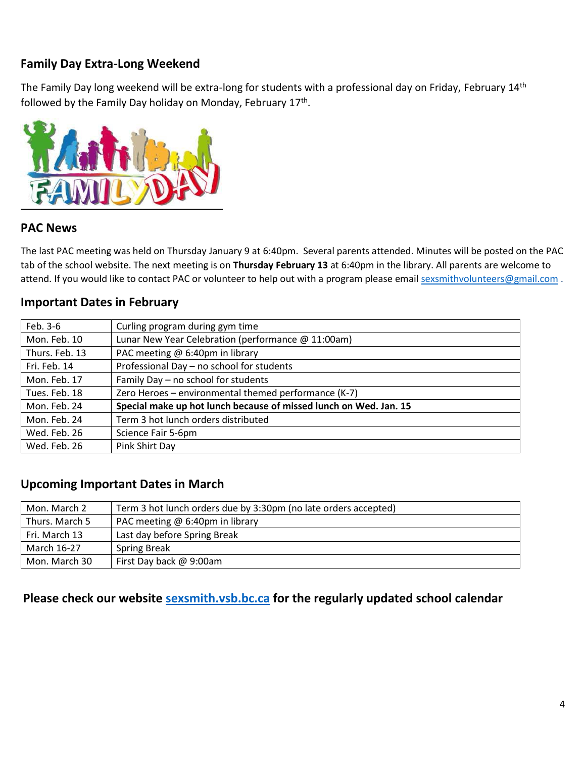## Family Day Extra-Long Weekend

The Family Day long weekend will be extra-long for students with a professional day on Friday, February 14th followed by the Family Day holiday on Monday, February 17th.

## PAC News

The last PAC meeting was held on Thursday January 9 at 6:40pm. Several parents attended. Minutes will be posted on the PAC tab of the school website. The next meeting is on **Thursday February 13** at 6:40pm in the library. All parents are welcome to attend. If you would like to contact PAC or volunteer to help out with a program please email sexsmithvolunteers@gmail.com .

## Important Dates in February

| | |
|---|---|
| Feb. 3-6 | Curling program during gym time |
| Mon. Feb. 10 | Lunar New Year Celebration (performance @ 11:00am) |
| Thurs. Feb. 13 | PAC meeting @ 6:40pm in library |
| Fri. Feb. 14 | Professional Day – no school for students |
| Mon. Feb. 17 | Family Day – no school for students |
| Tues. Feb. 18 | Zero Heroes – environmental themed performance (K-7) |
| Mon. Feb. 24 | **Special make up hot lunch because of missed lunch on Wed. Jan. 15** |
| Mon. Feb. 24 | Term 3 hot lunch orders distributed |
| Wed. Feb. 26 | Science Fair 5-6pm |
| Wed. Feb. 26 | Pink Shirt Day |

## Upcoming Important Dates in March

| | |
|---|---|
| Mon. March 2 | Term 3 hot lunch orders due by 3:30pm (no late orders accepted) |
| Thurs. March 5 | PAC meeting @ 6:40pm in library |
| Fri. March 13 | Last day before Spring Break |
| March 16-27 | Spring Break |
| Mon. March 30 | First Day back @ 9:00am |

**Please check our website sexsmith.vsb.bc.ca for the regularly updated school calendar**